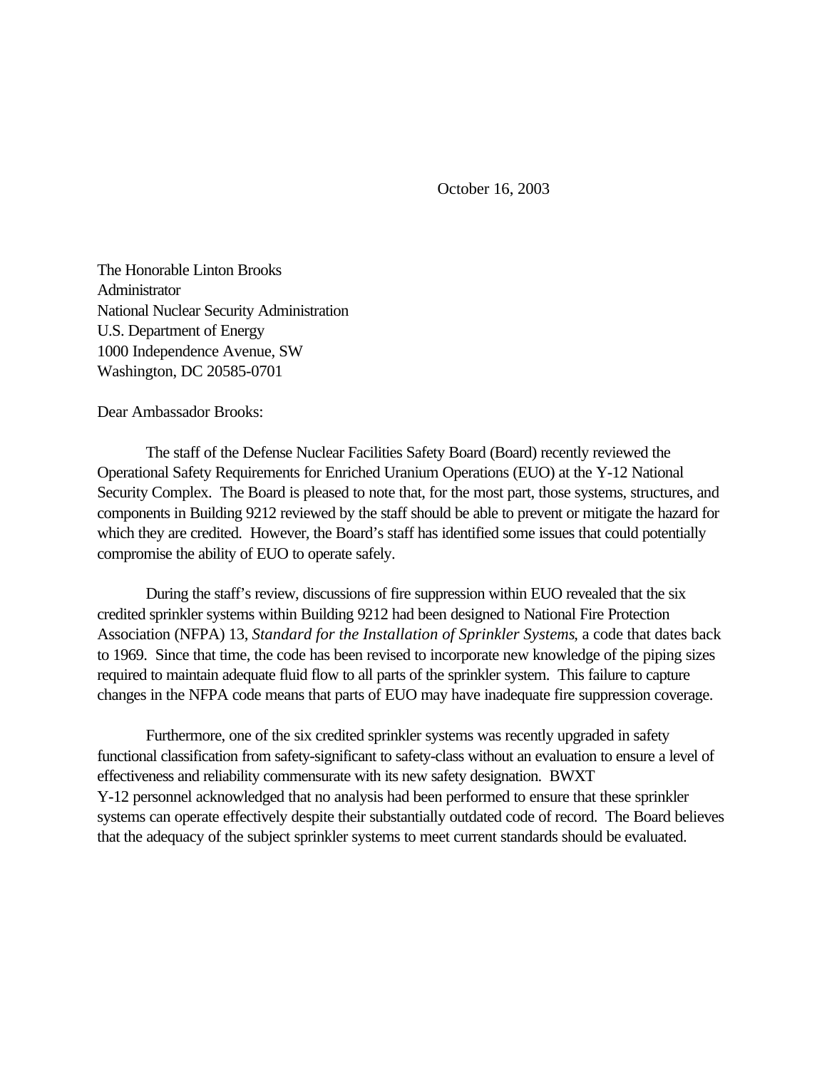October 16, 2003

The Honorable Linton Brooks
Administrator
National Nuclear Security Administration
U.S. Department of Energy
1000 Independence Avenue, SW
Washington, DC 20585-0701

Dear Ambassador Brooks:

The staff of the Defense Nuclear Facilities Safety Board (Board) recently reviewed the Operational Safety Requirements for Enriched Uranium Operations (EUO) at the Y-12 National Security Complex. The Board is pleased to note that, for the most part, those systems, structures, and components in Building 9212 reviewed by the staff should be able to prevent or mitigate the hazard for which they are credited. However, the Board's staff has identified some issues that could potentially compromise the ability of EUO to operate safely.

During the staff's review, discussions of fire suppression within EUO revealed that the six credited sprinkler systems within Building 9212 had been designed to National Fire Protection Association (NFPA) 13, *Standard for the Installation of Sprinkler Systems*, a code that dates back to 1969. Since that time, the code has been revised to incorporate new knowledge of the piping sizes required to maintain adequate fluid flow to all parts of the sprinkler system. This failure to capture changes in the NFPA code means that parts of EUO may have inadequate fire suppression coverage.

Furthermore, one of the six credited sprinkler systems was recently upgraded in safety functional classification from safety-significant to safety-class without an evaluation to ensure a level of effectiveness and reliability commensurate with its new safety designation. BWXT Y-12 personnel acknowledged that no analysis had been performed to ensure that these sprinkler systems can operate effectively despite their substantially outdated code of record. The Board believes that the adequacy of the subject sprinkler systems to meet current standards should be evaluated.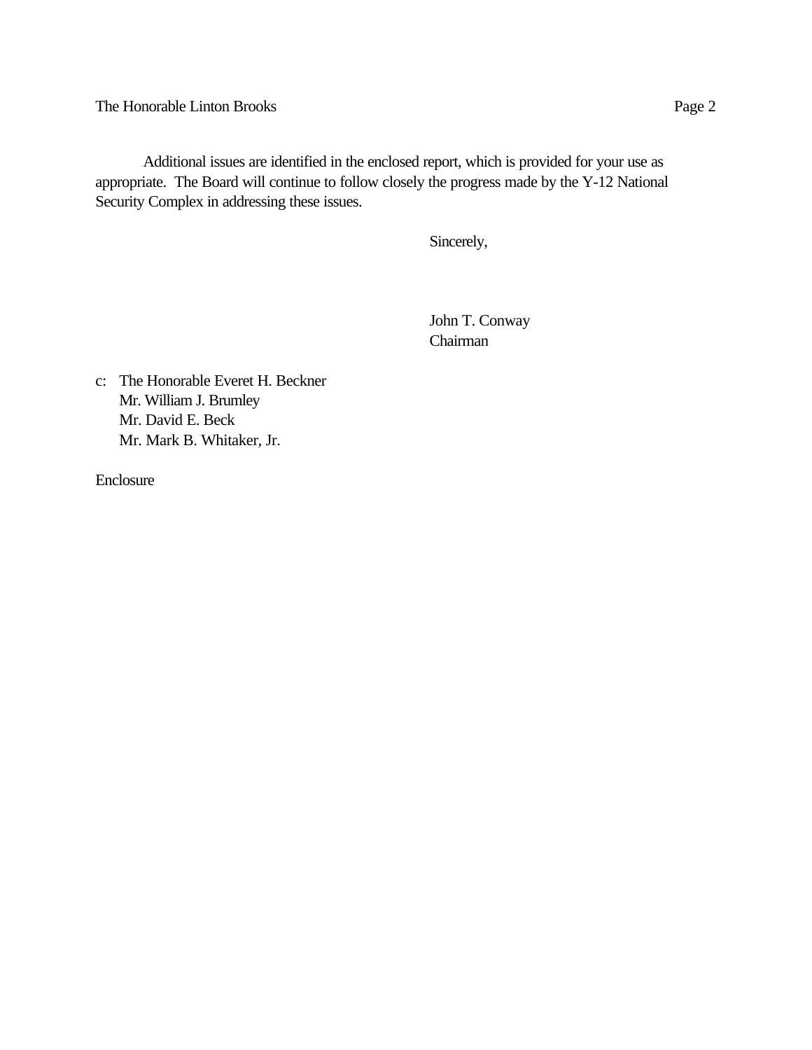Additional issues are identified in the enclosed report, which is provided for your use as appropriate. The Board will continue to follow closely the progress made by the Y-12 National Security Complex in addressing these issues.

Sincerely,

John T. Conway
Chairman

c: The Honorable Everet H. Beckner
Mr. William J. Brumley
Mr. David E. Beck
Mr. Mark B. Whitaker, Jr.

Enclosure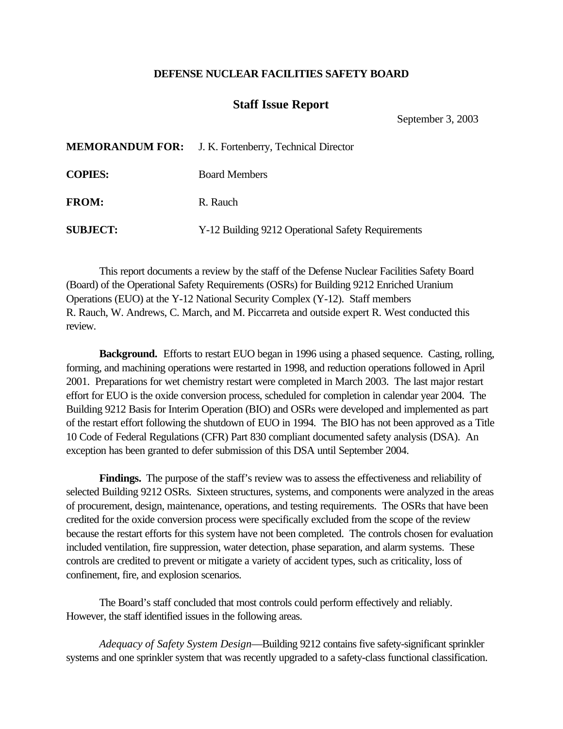**DEFENSE NUCLEAR FACILITIES SAFETY BOARD**

## Staff Issue Report

September 3, 2003

**MEMORANDUM FOR:** J. K. Fortenberry, Technical Director

**COPIES:** Board Members

**FROM:** R. Rauch

**SUBJECT:** Y-12 Building 9212 Operational Safety Requirements

This report documents a review by the staff of the Defense Nuclear Facilities Safety Board (Board) of the Operational Safety Requirements (OSRs) for Building 9212 Enriched Uranium Operations (EUO) at the Y-12 National Security Complex (Y-12). Staff members R. Rauch, W. Andrews, C. March, and M. Piccarreta and outside expert R. West conducted this review.

**Background.** Efforts to restart EUO began in 1996 using a phased sequence. Casting, rolling, forming, and machining operations were restarted in 1998, and reduction operations followed in April 2001. Preparations for wet chemistry restart were completed in March 2003. The last major restart effort for EUO is the oxide conversion process, scheduled for completion in calendar year 2004. The Building 9212 Basis for Interim Operation (BIO) and OSRs were developed and implemented as part of the restart effort following the shutdown of EUO in 1994. The BIO has not been approved as a Title 10 Code of Federal Regulations (CFR) Part 830 compliant documented safety analysis (DSA). An exception has been granted to defer submission of this DSA until September 2004.

**Findings.** The purpose of the staff's review was to assess the effectiveness and reliability of selected Building 9212 OSRs. Sixteen structures, systems, and components were analyzed in the areas of procurement, design, maintenance, operations, and testing requirements. The OSRs that have been credited for the oxide conversion process were specifically excluded from the scope of the review because the restart efforts for this system have not been completed. The controls chosen for evaluation included ventilation, fire suppression, water detection, phase separation, and alarm systems. These controls are credited to prevent or mitigate a variety of accident types, such as criticality, loss of confinement, fire, and explosion scenarios.

The Board's staff concluded that most controls could perform effectively and reliably. However, the staff identified issues in the following areas.

*Adequacy of Safety System Design*—Building 9212 contains five safety-significant sprinkler systems and one sprinkler system that was recently upgraded to a safety-class functional classification.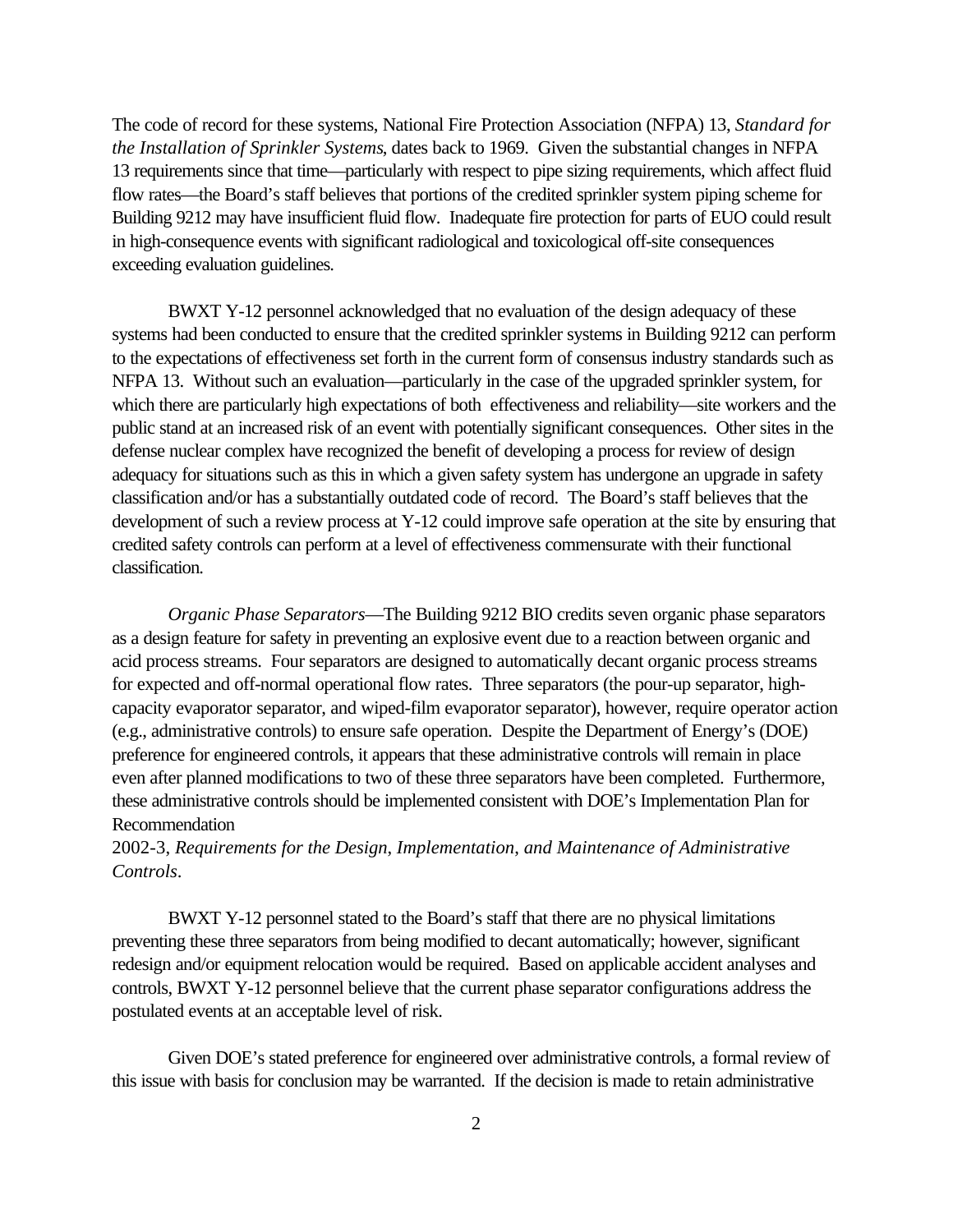The code of record for these systems, National Fire Protection Association (NFPA) 13, *Standard for the Installation of Sprinkler Systems*, dates back to 1969. Given the substantial changes in NFPA 13 requirements since that time—particularly with respect to pipe sizing requirements, which affect fluid flow rates—the Board's staff believes that portions of the credited sprinkler system piping scheme for Building 9212 may have insufficient fluid flow. Inadequate fire protection for parts of EUO could result in high-consequence events with significant radiological and toxicological off-site consequences exceeding evaluation guidelines.

BWXT Y-12 personnel acknowledged that no evaluation of the design adequacy of these systems had been conducted to ensure that the credited sprinkler systems in Building 9212 can perform to the expectations of effectiveness set forth in the current form of consensus industry standards such as NFPA 13. Without such an evaluation—particularly in the case of the upgraded sprinkler system, for which there are particularly high expectations of both effectiveness and reliability—site workers and the public stand at an increased risk of an event with potentially significant consequences. Other sites in the defense nuclear complex have recognized the benefit of developing a process for review of design adequacy for situations such as this in which a given safety system has undergone an upgrade in safety classification and/or has a substantially outdated code of record. The Board's staff believes that the development of such a review process at Y-12 could improve safe operation at the site by ensuring that credited safety controls can perform at a level of effectiveness commensurate with their functional classification.

*Organic Phase Separators*—The Building 9212 BIO credits seven organic phase separators as a design feature for safety in preventing an explosive event due to a reaction between organic and acid process streams. Four separators are designed to automatically decant organic process streams for expected and off-normal operational flow rates. Three separators (the pour-up separator, high-capacity evaporator separator, and wiped-film evaporator separator), however, require operator action (e.g., administrative controls) to ensure safe operation. Despite the Department of Energy's (DOE) preference for engineered controls, it appears that these administrative controls will remain in place even after planned modifications to two of these three separators have been completed. Furthermore, these administrative controls should be implemented consistent with DOE's Implementation Plan for Recommendation 2002-3, *Requirements for the Design, Implementation, and Maintenance of Administrative Controls*.

BWXT Y-12 personnel stated to the Board's staff that there are no physical limitations preventing these three separators from being modified to decant automatically; however, significant redesign and/or equipment relocation would be required. Based on applicable accident analyses and controls, BWXT Y-12 personnel believe that the current phase separator configurations address the postulated events at an acceptable level of risk.

Given DOE's stated preference for engineered over administrative controls, a formal review of this issue with basis for conclusion may be warranted. If the decision is made to retain administrative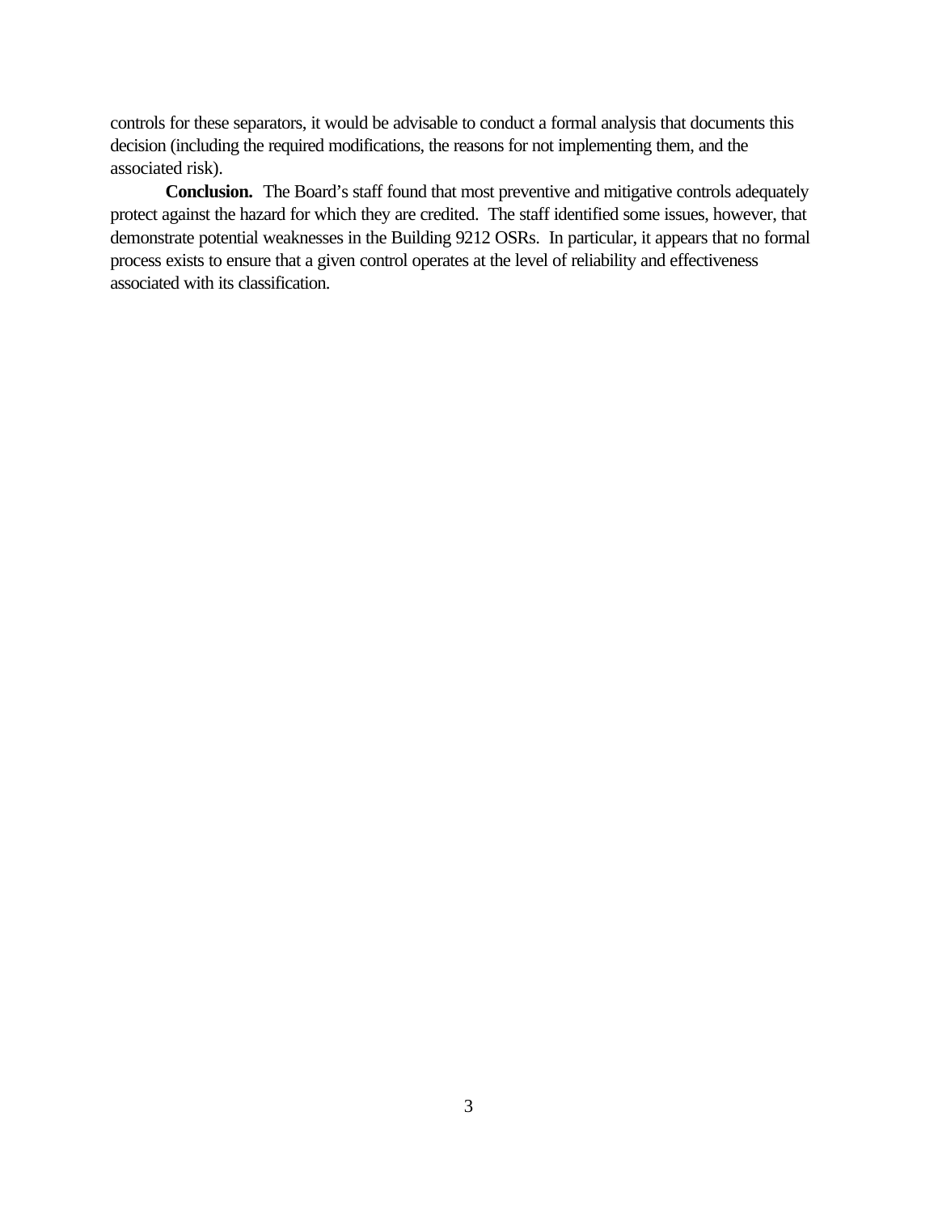controls for these separators, it would be advisable to conduct a formal analysis that documents this decision (including the required modifications, the reasons for not implementing them, and the associated risk).

**Conclusion.** The Board's staff found that most preventive and mitigative controls adequately protect against the hazard for which they are credited. The staff identified some issues, however, that demonstrate potential weaknesses in the Building 9212 OSRs. In particular, it appears that no formal process exists to ensure that a given control operates at the level of reliability and effectiveness associated with its classification.